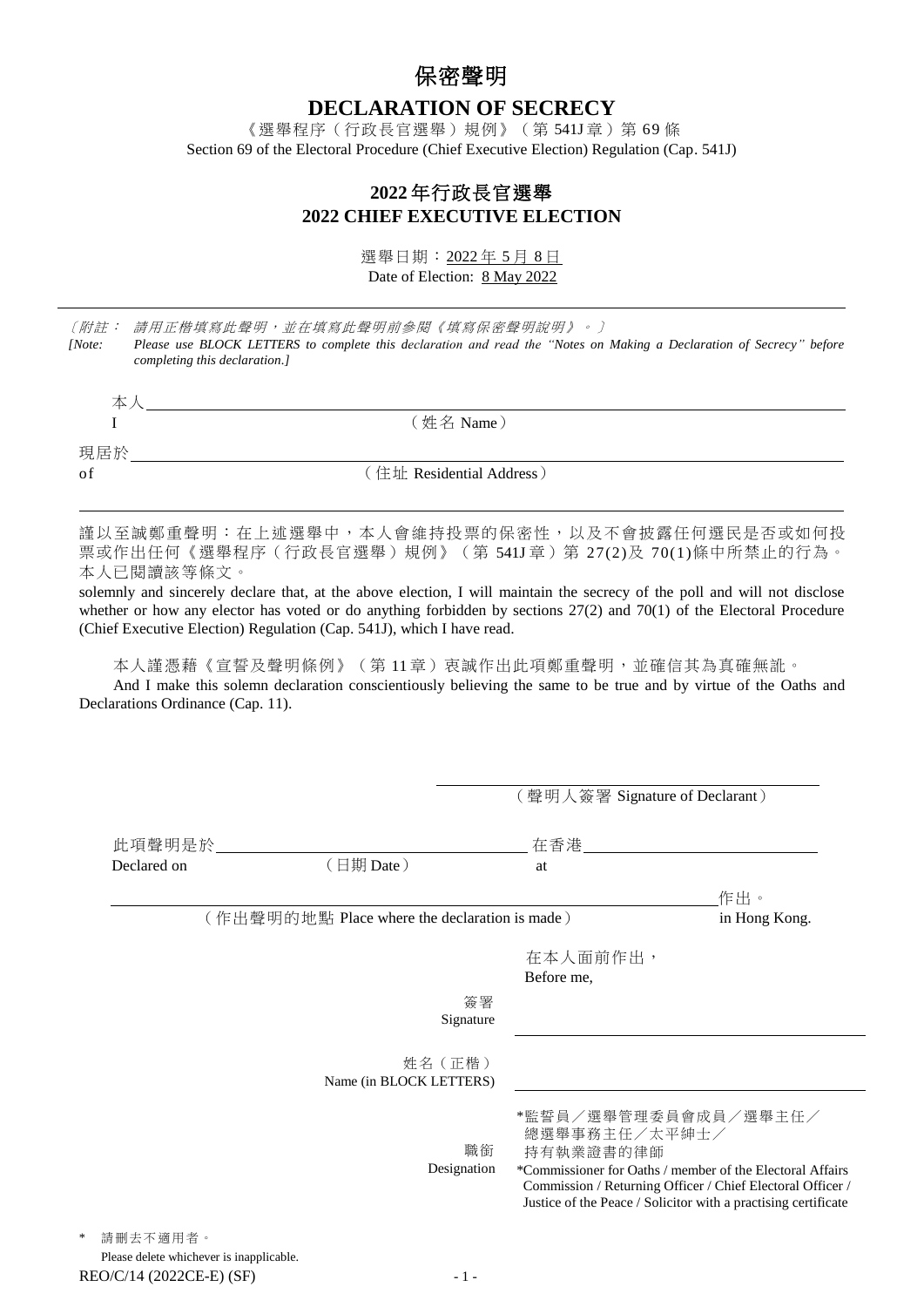# 保密聲明

## DECLARATION OF SECRECY

《選舉程序（行政長官選舉）規例》（第 541J 章）第 69 條
Section 69 of the Electoral Procedure (Chief Executive Election) Regulation (Cap. 541J)

## 2022 年行政長官選舉
## 2022 CHIEF EXECUTIVE ELECTION

選舉日期：2022 年 5 月 8 日
Date of Election: 8 May 2022

---

〔附註： *請用正楷填寫此聲明，並在填寫此聲明前參閱《填寫保密聲明說明》。*〕
*[Note: Please use BLOCK LETTERS to complete this declaration and read the "Notes on Making a Declaration of Secrecy" before completing this declaration.]*

本人 ______________________________
I （姓名 Name）

現居於 ______________________________
of （住址 Residential Address）

---

謹以至誠鄭重聲明：在上述選舉中，本人會維持投票的保密性，以及不會披露任何選民是否或如何投票或作出任何《選舉程序（行政長官選舉）規例》（第 541J 章）第 27(2)及 70(1)條中所禁止的行為。本人已閱讀該等條文。

solemnly and sincerely declare that, at the above election, I will maintain the secrecy of the poll and will not disclose whether or how any elector has voted or do anything forbidden by sections 27(2) and 70(1) of the Electoral Procedure (Chief Executive Election) Regulation (Cap. 541J), which I have read.

本人謹憑藉《宣誓及聲明條例》（第 11 章）衷誠作出此項鄭重聲明，並確信其為真確無訛。

And I make this solemn declaration conscientiously believing the same to be true and by virtue of the Oaths and Declarations Ordinance (Cap. 11).

______________________________
（聲明人簽署 Signature of Declarant）

此項聲明是於 ______________________________ 在香港 ______________________________
Declared on （日期 Date） at

______________________________ 作出。
（作出聲明的地點 Place where the declaration is made） in Hong Kong.

在本人面前作出，
Before me,

簽署
Signature ______________________________

姓名（正楷）
Name (in BLOCK LETTERS) ______________________________

職銜
Designation

*監誓員／選舉管理委員會成員／選舉主任／總選舉事務主任／太平紳士／持有執業證書的律師
*Commissioner for Oaths / member of the Electoral Affairs Commission / Returning Officer / Chief Electoral Officer / Justice of the Peace / Solicitor with a practising certificate

\* 請刪去不適用者。
Please delete whichever is inapplicable.

REO/C/14 (2022CE-E) (SF)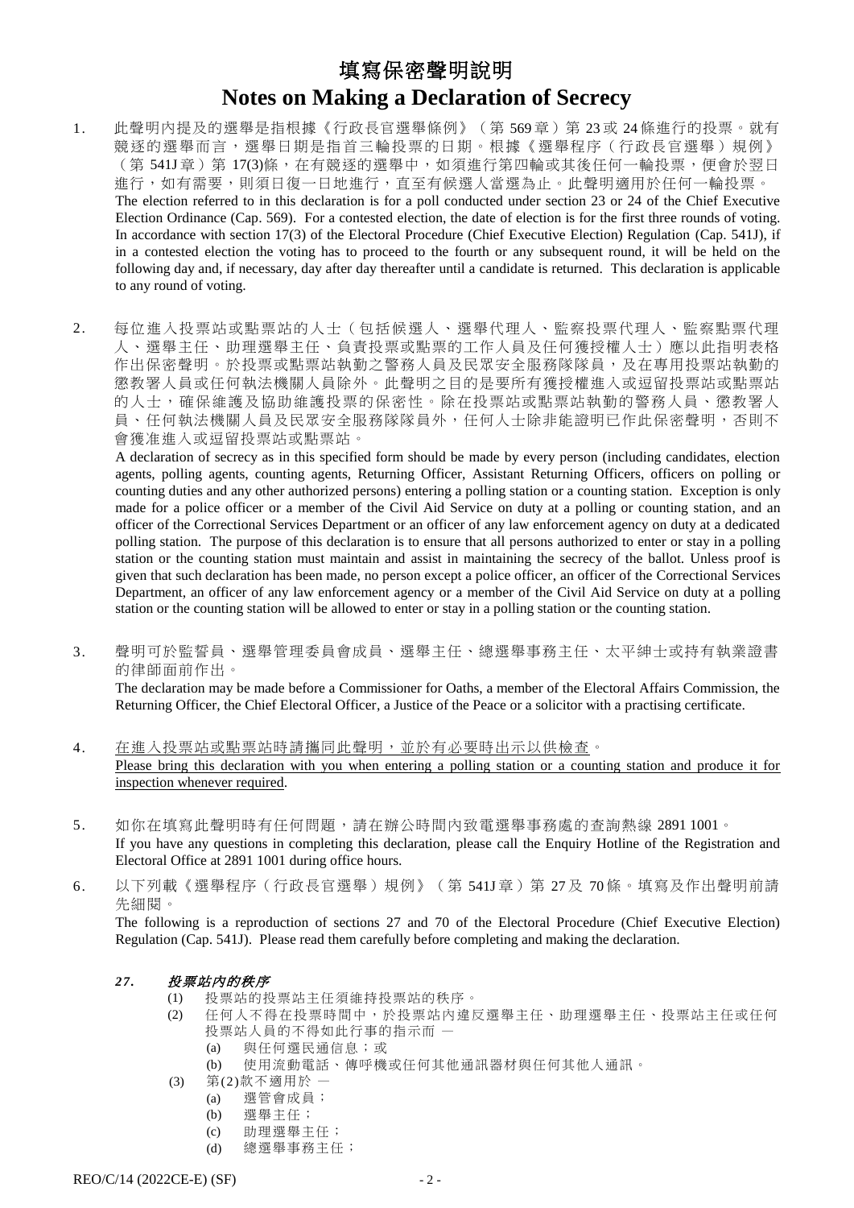# 填寫保密聲明說明

# Notes on Making a Declaration of Secrecy

1. 此聲明內提及的選舉是指根據《行政長官選舉條例》（第 569 章）第 23 或 24 條進行的投票。就有競逐的選舉而言，選舉日期是指首三輪投票的日期。根據《選舉程序（行政長官選舉）規例》（第 541J 章）第 17(3)條，在有競逐的選舉中，如須進行第四輪或其後任何一輪投票，便會於翌日進行，如有需要，則須日復一日地進行，直至有候選人當選為止。此聲明適用於任何一輪投票。

   The election referred to in this declaration is for a poll conducted under section 23 or 24 of the Chief Executive Election Ordinance (Cap. 569). For a contested election, the date of election is for the first three rounds of voting. In accordance with section 17(3) of the Electoral Procedure (Chief Executive Election) Regulation (Cap. 541J), if in a contested election the voting has to proceed to the fourth or any subsequent round, it will be held on the following day and, if necessary, day after day thereafter until a candidate is returned. This declaration is applicable to any round of voting.

2. 每位進入投票站或點票站的人士（包括候選人、選舉代理人、監察投票代理人、監察點票代理人、選舉主任、助理選舉主任、負責投票或點票的工作人員及任何獲授權人士）應以此指明表格作出保密聲明。於投票或點票站執勤之警務人員及民眾安全服務隊隊員，及在專用投票站執勤的懲教署人員或任何執法機關人員除外。此聲明之目的是要所有獲授權進入或逗留投票站或點票站的人士，確保維護及協助維護投票的保密性。除在投票站或點票站執勤的警務人員、懲教署人員、任何執法機關人員及民眾安全服務隊隊員外，任何人士除非能證明已作此保密聲明，否則不會獲准進入或逗留投票站或點票站。

   A declaration of secrecy as in this specified form should be made by every person (including candidates, election agents, polling agents, counting agents, Returning Officer, Assistant Returning Officers, officers on polling or counting duties and any other authorized persons) entering a polling station or a counting station. Exception is only made for a police officer or a member of the Civil Aid Service on duty at a polling or counting station, and an officer of the Correctional Services Department or an officer of any law enforcement agency on duty at a dedicated polling station. The purpose of this declaration is to ensure that all persons authorized to enter or stay in a polling station or the counting station must maintain and assist in maintaining the secrecy of the ballot. Unless proof is given that such declaration has been made, no person except a police officer, an officer of the Correctional Services Department, an officer of any law enforcement agency or a member of the Civil Aid Service on duty at a polling station or the counting station will be allowed to enter or stay in a polling station or the counting station.

3. 聲明可於監誓員、選舉管理委員會成員、選舉主任、總選舉事務主任、太平紳士或持有執業證書的律師面前作出。

   The declaration may be made before a Commissioner for Oaths, a member of the Electoral Affairs Commission, the Returning Officer, the Chief Electoral Officer, a Justice of the Peace or a solicitor with a practising certificate.

4. <u>在進入投票站或點票站時請攜同此聲明，並於有必要時出示以供檢查</u>。

   <u>Please bring this declaration with you when entering a polling station or a counting station and produce it for inspection whenever required</u>.

5. 如你在填寫此聲明時有任何問題，請在辦公時間內致電選舉事務處的查詢熱線 2891 1001。

   If you have any questions in completing this declaration, please call the Enquiry Hotline of the Registration and Electoral Office at 2891 1001 during office hours.

6. 以下列載《選舉程序（行政長官選舉）規例》（第 541J 章）第 27 及 70 條。填寫及作出聲明前請先細閱。

   The following is a reproduction of sections 27 and 70 of the Electoral Procedure (Chief Executive Election) Regulation (Cap. 541J). Please read them carefully before completing and making the declaration.

***27. 投票站內的秩序***

(1) 投票站的投票站主任須維持投票站的秩序。

(2) 任何人不得在投票時間中，於投票站內違反選舉主任、助理選舉主任、投票站主任或任何投票站人員的不得如此行事的指示而 —

   (a) 與任何選民通信息；或

   (b) 使用流動電話、傳呼機或任何其他通訊器材與任何其他人通訊。

(3) 第(2)款不適用於 —

   (a) 選管會成員；

   (b) 選舉主任；

   (c) 助理選舉主任；

   (d) 總選舉事務主任；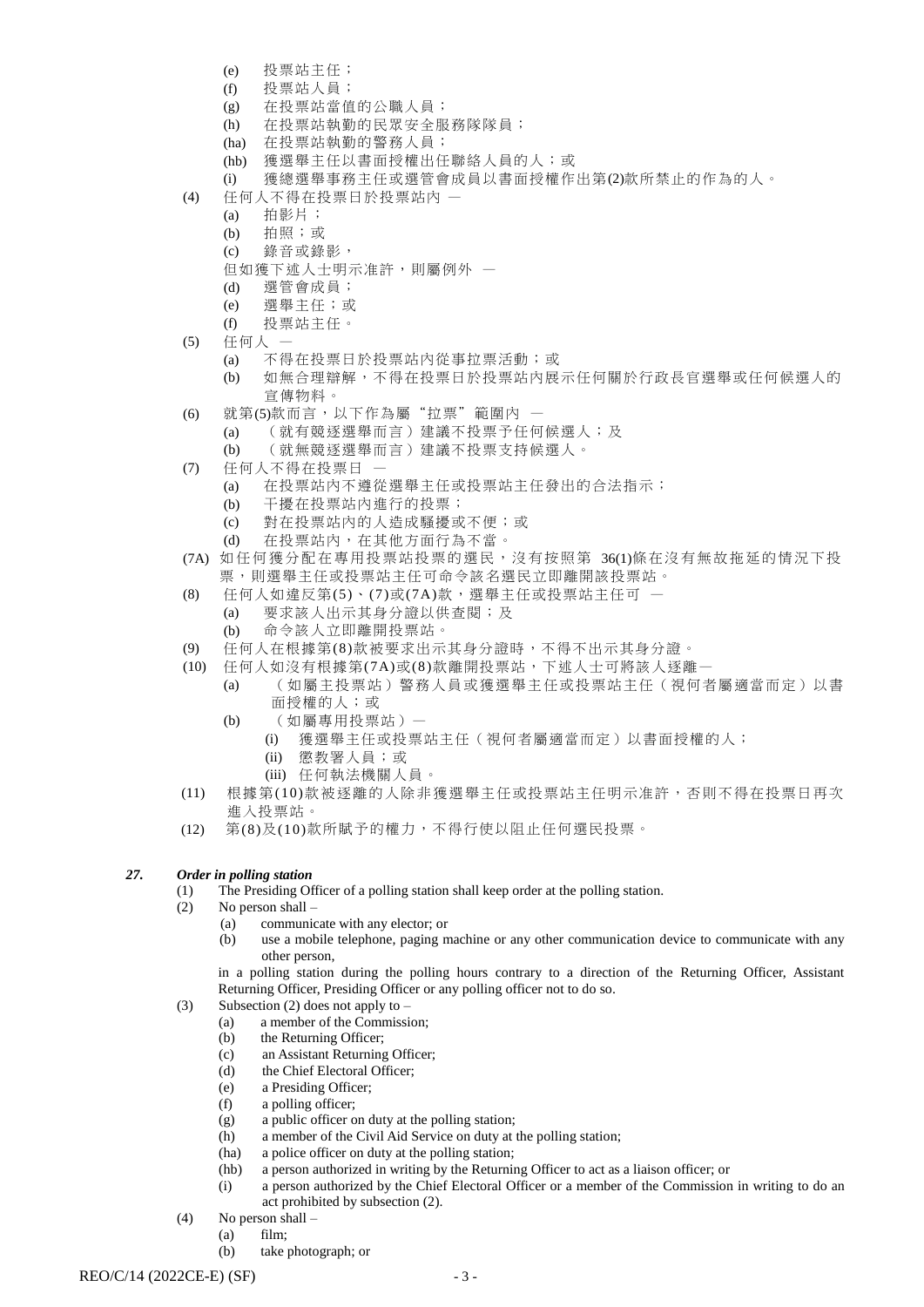(e) 投票站主任；

(f) 投票站人員；

(g) 在投票站當值的公職人員；

(h) 在投票站執勤的民眾安全服務隊隊員；

(ha) 在投票站執勤的警務人員；

(hb) 獲選舉主任以書面授權出任聯絡人員的人；或

(i) 獲總選舉事務主任或選管會成員以書面授權作出第(2)款所禁止的作為的人。

(4) 任何人不得在投票日於投票站內 —

(a) 拍影片；

(b) 拍照；或

(c) 錄音或錄影，

但如獲下述人士明示准許，則屬例外 —

(d) 選管會成員；

(e) 選舉主任；或

(f) 投票站主任。

(5) 任何人 —

(a) 不得在投票日於投票站內從事拉票活動；或

(b) 如無合理辯解，不得在投票日於投票站內展示任何關於行政長官選舉或任何候選人的宣傳物料。

(6) 就第(5)款而言，以下作為屬"拉票"範圍內 —

(a) （就有競逐選舉而言）建議不投票予任何候選人；及

(b) （就無競逐選舉而言）建議不投票支持候選人。

(7) 任何人不得在投票日 —

(a) 在投票站內不遵從選舉主任或投票站主任發出的合法指示；

(b) 干擾在投票站內進行的投票；

(c) 對在投票站內的人造成騷擾或不便；或

(d) 在投票站內，在其他方面行為不當。

(7A) 如任何獲分配在專用投票站投票的選民，沒有按照第 36(1)條在沒有無故拖延的情況下投票，則選舉主任或投票站主任可命令該名選民立即離開該投票站。

(8) 任何人如違反第(5)、(7)或(7A)款，選舉主任或投票站主任可 —

(a) 要求該人出示其身分證以供查閱；及

(b) 命令該人立即離開投票站。

(9) 任何人在根據第(8)款被要求出示其身分證時，不得不出示其身分證。

(10) 任何人如沒有根據第(7A)或(8)款離開投票站，下述人士可將該人逐離—

(a) （如屬主投票站）警務人員或獲選舉主任或投票站主任（視何者屬適當而定）以書面授權的人；或

(b) （如屬專用投票站）—

(i) 獲選舉主任或投票站主任（視何者屬適當而定）以書面授權的人；

(ii) 懲教署人員；或

(iii) 任何執法機關人員。

(11) 根據第(10)款被逐離的人除非獲選舉主任或投票站主任明示准許，否則不得在投票日再次進入投票站。

(12) 第(8)及(10)款所賦予的權力，不得行使以阻止任何選民投票。

***27. Order in polling station***

(1) The Presiding Officer of a polling station shall keep order at the polling station.

(2) No person shall –

(a) communicate with any elector; or

(b) use a mobile telephone, paging machine or any other communication device to communicate with any other person,

in a polling station during the polling hours contrary to a direction of the Returning Officer, Assistant Returning Officer, Presiding Officer or any polling officer not to do so.

(3) Subsection (2) does not apply to –

(a) a member of the Commission;

(b) the Returning Officer;

(c) an Assistant Returning Officer;

(d) the Chief Electoral Officer;

(e) a Presiding Officer;

(f) a polling officer;

(g) a public officer on duty at the polling station;

(h) a member of the Civil Aid Service on duty at the polling station;

(ha) a police officer on duty at the polling station;

(hb) a person authorized in writing by the Returning Officer to act as a liaison officer; or

(i) a person authorized by the Chief Electoral Officer or a member of the Commission in writing to do an act prohibited by subsection (2).

(4) No person shall –

(a) film;

(b) take photograph; or

REO/C/14 (2022CE-E) (SF)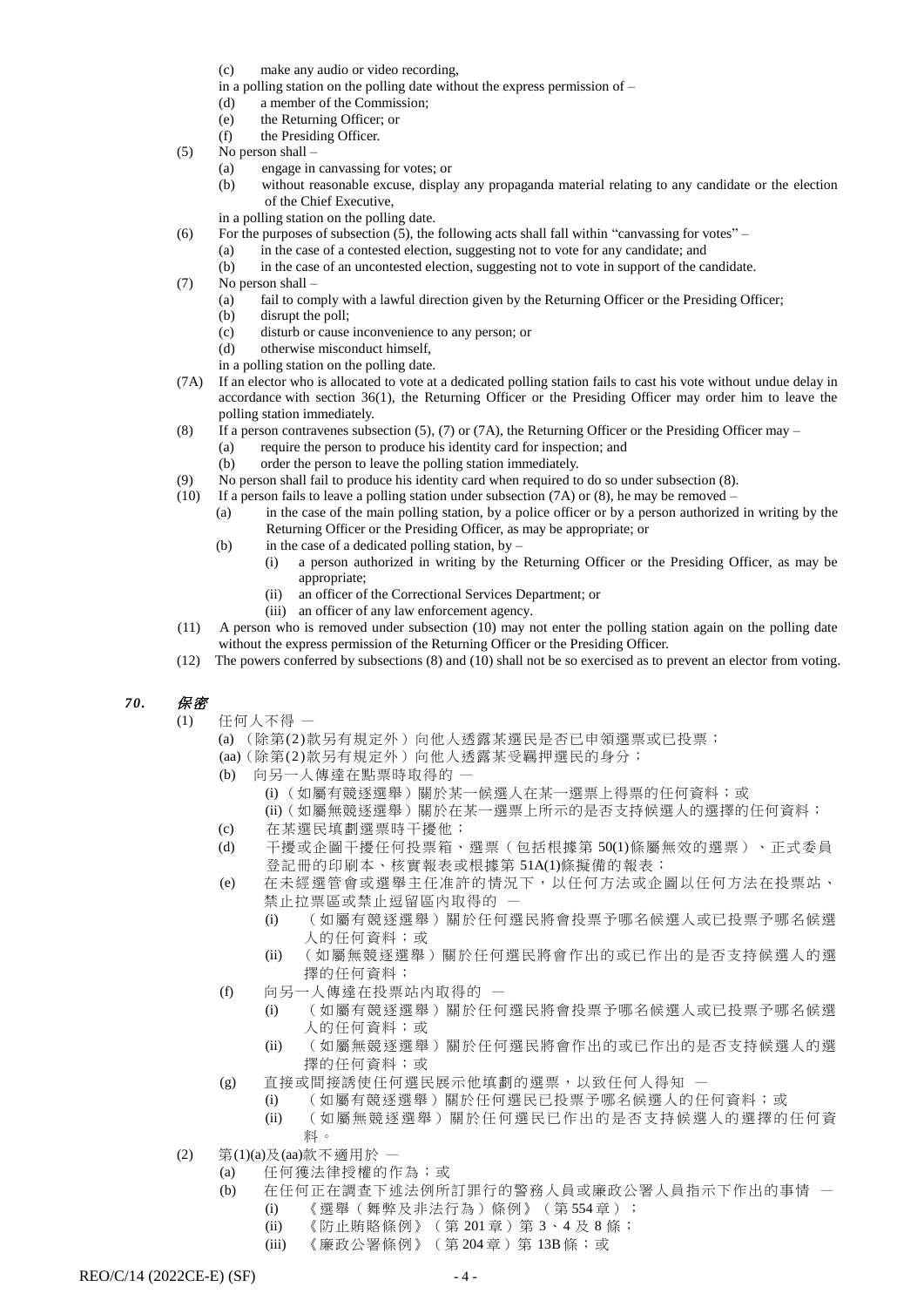(c) make any audio or video recording,

in a polling station on the polling date without the express permission of –

(d) a member of the Commission;

(e) the Returning Officer; or

(f) the Presiding Officer.

(5) No person shall –

(a) engage in canvassing for votes; or

(b) without reasonable excuse, display any propaganda material relating to any candidate or the election of the Chief Executive,

in a polling station on the polling date.

(6) For the purposes of subsection (5), the following acts shall fall within "canvassing for votes" –

(a) in the case of a contested election, suggesting not to vote for any candidate; and

(b) in the case of an uncontested election, suggesting not to vote in support of the candidate.

(7) No person shall –

(a) fail to comply with a lawful direction given by the Returning Officer or the Presiding Officer;

(b) disrupt the poll;

(c) disturb or cause inconvenience to any person; or

(d) otherwise misconduct himself,

in a polling station on the polling date.

(7A) If an elector who is allocated to vote at a dedicated polling station fails to cast his vote without undue delay in accordance with section 36(1), the Returning Officer or the Presiding Officer may order him to leave the polling station immediately.

(8) If a person contravenes subsection (5), (7) or (7A), the Returning Officer or the Presiding Officer may –

(a) require the person to produce his identity card for inspection; and

(b) order the person to leave the polling station immediately.

(9) No person shall fail to produce his identity card when required to do so under subsection (8).

(10) If a person fails to leave a polling station under subsection (7A) or (8), he may be removed –

(a) in the case of the main polling station, by a police officer or by a person authorized in writing by the Returning Officer or the Presiding Officer, as may be appropriate; or

(b) in the case of a dedicated polling station, by –

(i) a person authorized in writing by the Returning Officer or the Presiding Officer, as may be appropriate;

(ii) an officer of the Correctional Services Department; or

(iii) an officer of any law enforcement agency.

(11) A person who is removed under subsection (10) may not enter the polling station again on the polling date without the express permission of the Returning Officer or the Presiding Officer.

(12) The powers conferred by subsections (8) and (10) shall not be so exercised as to prevent an elector from voting.

### *70.* *保密*

(1) 任何人不得 —

(a) （除第(2)款另有規定外）向他人透露某選民是否已申領選票或已投票；

(aa)（除第(2)款另有規定外）向他人透露某受羈押選民的身分；

(b) 向另一人傳達在點票時取得的 —

(i)（如屬有競逐選舉）關於某一候選人在某一選票上得票的任何資料；或

(ii)（如屬無競逐選舉）關於在某一選票上所示的是否支持候選人的選擇的任何資料；

(c) 在某選民填劃選票時干擾他；

(d) 干擾或企圖干擾任何投票箱、選票（包括根據第 50(1)條屬無效的選票）、正式委員登記冊的印刷本、核實報表或根據第 51A(1)條擬備的報表；

(e) 在未經選管會或選舉主任准許的情況下，以任何方法或企圖以任何方法在投票站、禁止拉票區或禁止逗留區內取得的 —

(i) （如屬有競逐選舉）關於任何選民將會投票予哪名候選人或已投票予哪名候選人的任何資料；或

(ii) （如屬無競逐選舉）關於任何選民將會作出的或已作出的是否支持候選人的選擇的任何資料；

(f) 向另一人傳達在投票站內取得的 —

(i) （如屬有競逐選舉）關於任何選民將會投票予哪名候選人或已投票予哪名候選人的任何資料；或

(ii) （如屬無競逐選舉）關於任何選民將會作出的或已作出的是否支持候選人的選擇的任何資料；或

(g) 直接或間接誘使任何選民展示他填劃的選票，以致任何人得知 —

(i) （如屬有競逐選舉）關於任何選民已投票予哪名候選人的任何資料；或

(ii) （如屬無競逐選舉）關於任何選民已作出的是否支持候選人的選擇的任何資料。

(2) 第(1)(a)及(aa)款不適用於 —

(a) 任何獲法律授權的作為；或

(b) 在任何正在調查下述法例所訂罪行的警務人員或廉政公署人員指示下作出的事情 —

(i) 《選舉（舞弊及非法行為）條例》（第 554 章）；

(ii) 《防止賄賂條例》（第 201 章）第 3、4 及 8 條；

(iii) 《廉政公署條例》（第 204 章）第 13B 條；或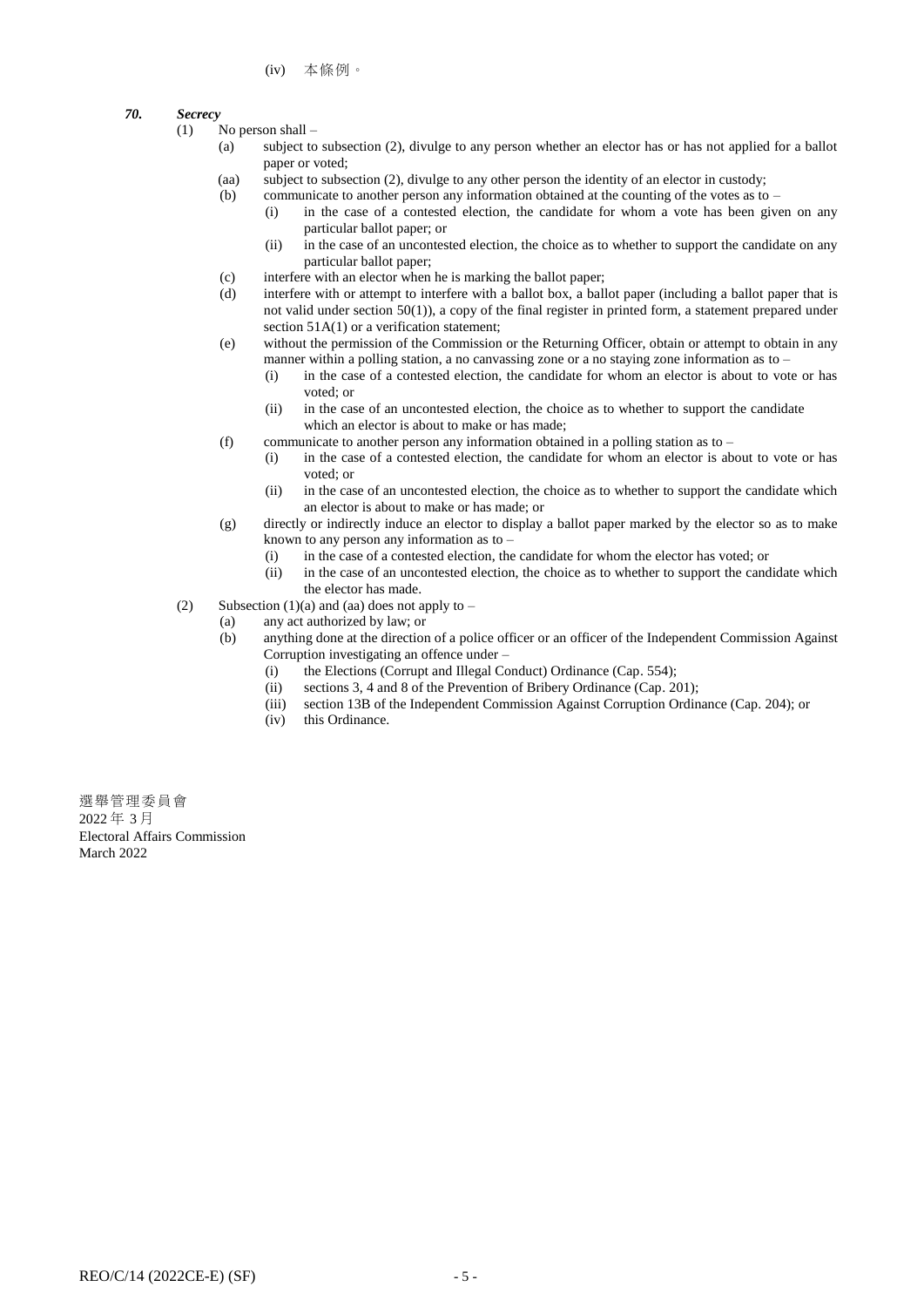(iv) 本條例。

***70. Secrecy***

(1) No person shall –

(a) subject to subsection (2), divulge to any person whether an elector has or has not applied for a ballot paper or voted;

(aa) subject to subsection (2), divulge to any other person the identity of an elector in custody;

(b) communicate to another person any information obtained at the counting of the votes as to –

(i) in the case of a contested election, the candidate for whom a vote has been given on any particular ballot paper; or

(ii) in the case of an uncontested election, the choice as to whether to support the candidate on any particular ballot paper;

(c) interfere with an elector when he is marking the ballot paper;

(d) interfere with or attempt to interfere with a ballot box, a ballot paper (including a ballot paper that is not valid under section 50(1)), a copy of the final register in printed form, a statement prepared under section 51A(1) or a verification statement;

(e) without the permission of the Commission or the Returning Officer, obtain or attempt to obtain in any manner within a polling station, a no canvassing zone or a no staying zone information as to –

(i) in the case of a contested election, the candidate for whom an elector is about to vote or has voted; or

(ii) in the case of an uncontested election, the choice as to whether to support the candidate which an elector is about to make or has made;

(f) communicate to another person any information obtained in a polling station as to –

(i) in the case of a contested election, the candidate for whom an elector is about to vote or has voted; or

(ii) in the case of an uncontested election, the choice as to whether to support the candidate which an elector is about to make or has made; or

(g) directly or indirectly induce an elector to display a ballot paper marked by the elector so as to make known to any person any information as to –

(i) in the case of a contested election, the candidate for whom the elector has voted; or

(ii) in the case of an uncontested election, the choice as to whether to support the candidate which the elector has made.

(2) Subsection (1)(a) and (aa) does not apply to –

(a) any act authorized by law; or

(b) anything done at the direction of a police officer or an officer of the Independent Commission Against Corruption investigating an offence under –

(i) the Elections (Corrupt and Illegal Conduct) Ordinance (Cap. 554);

(ii) sections 3, 4 and 8 of the Prevention of Bribery Ordinance (Cap. 201);

(iii) section 13B of the Independent Commission Against Corruption Ordinance (Cap. 204); or

(iv) this Ordinance.

選舉管理委員會
2022 年 3 月
Electoral Affairs Commission
March 2022

REO/C/14 (2022CE-E) (SF)